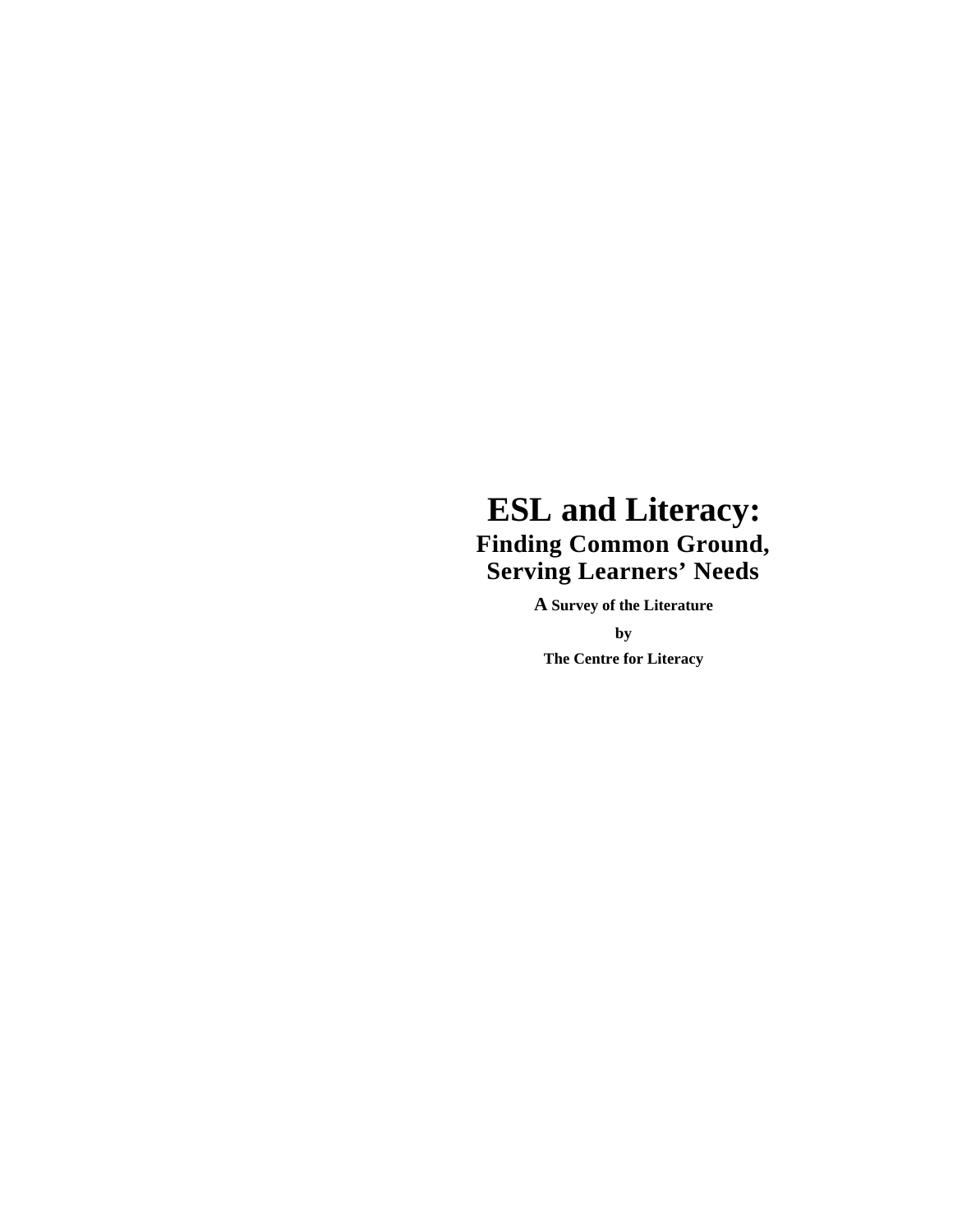# ESL and Literacy:

## Finding Common Ground, Serving Learners' Needs

**A Survey of the Literature**

**by**

**The Centre for Literacy**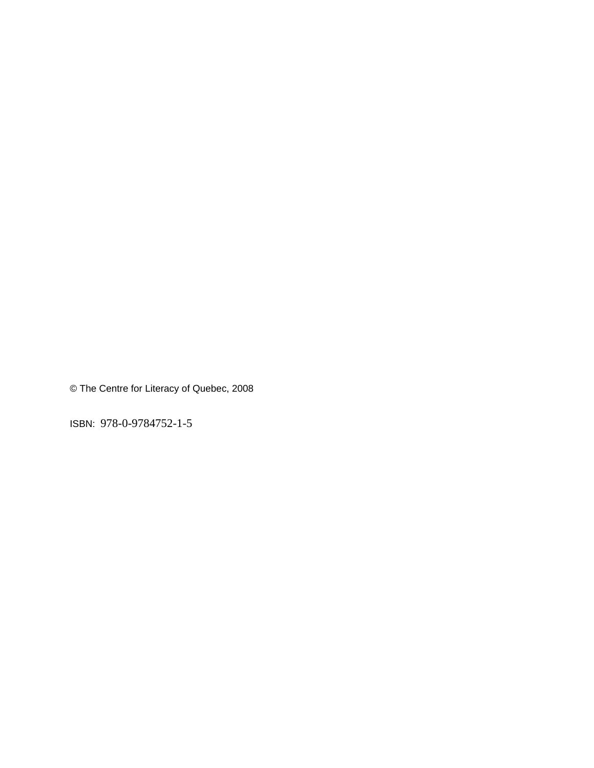© The Centre for Literacy of Quebec, 2008

ISBN: 978-0-9784752-1-5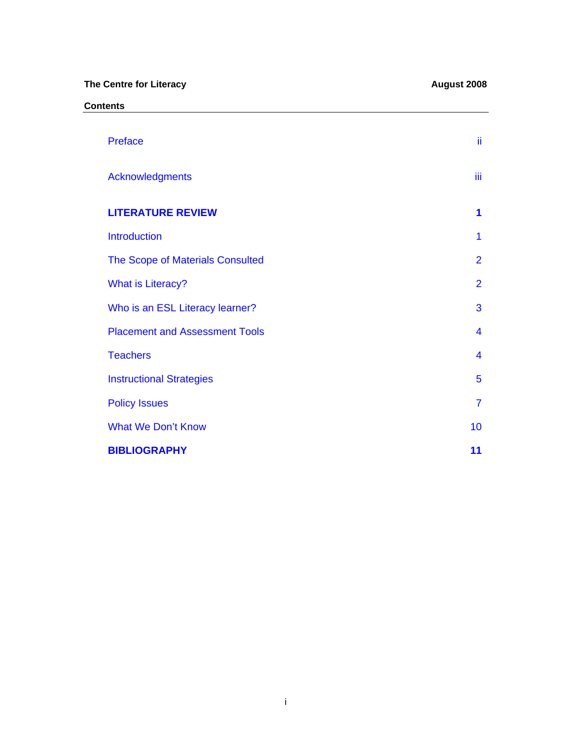**The Centre for Literacy** **August 2008**

## Contents

| | |
|---|---|
| Preface | ii |
| Acknowledgments | iii |
| **LITERATURE REVIEW** | **1** |
| Introduction | 1 |
| The Scope of Materials Consulted | 2 |
| What is Literacy? | 2 |
| Who is an ESL Literacy learner? | 3 |
| Placement and Assessment Tools | 4 |
| Teachers | 4 |
| Instructional Strategies | 5 |
| Policy Issues | 7 |
| What We Don't Know | 10 |
| **BIBLIOGRAPHY** | **11** |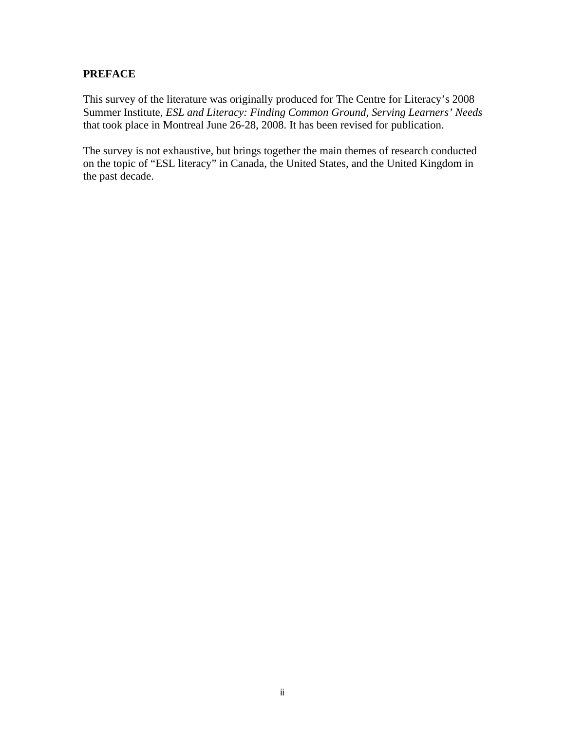## PREFACE

This survey of the literature was originally produced for The Centre for Literacy's 2008 Summer Institute, *ESL and Literacy: Finding Common Ground, Serving Learners' Needs* that took place in Montreal June 26-28, 2008. It has been revised for publication.

The survey is not exhaustive, but brings together the main themes of research conducted on the topic of "ESL literacy" in Canada, the United States, and the United Kingdom in the past decade.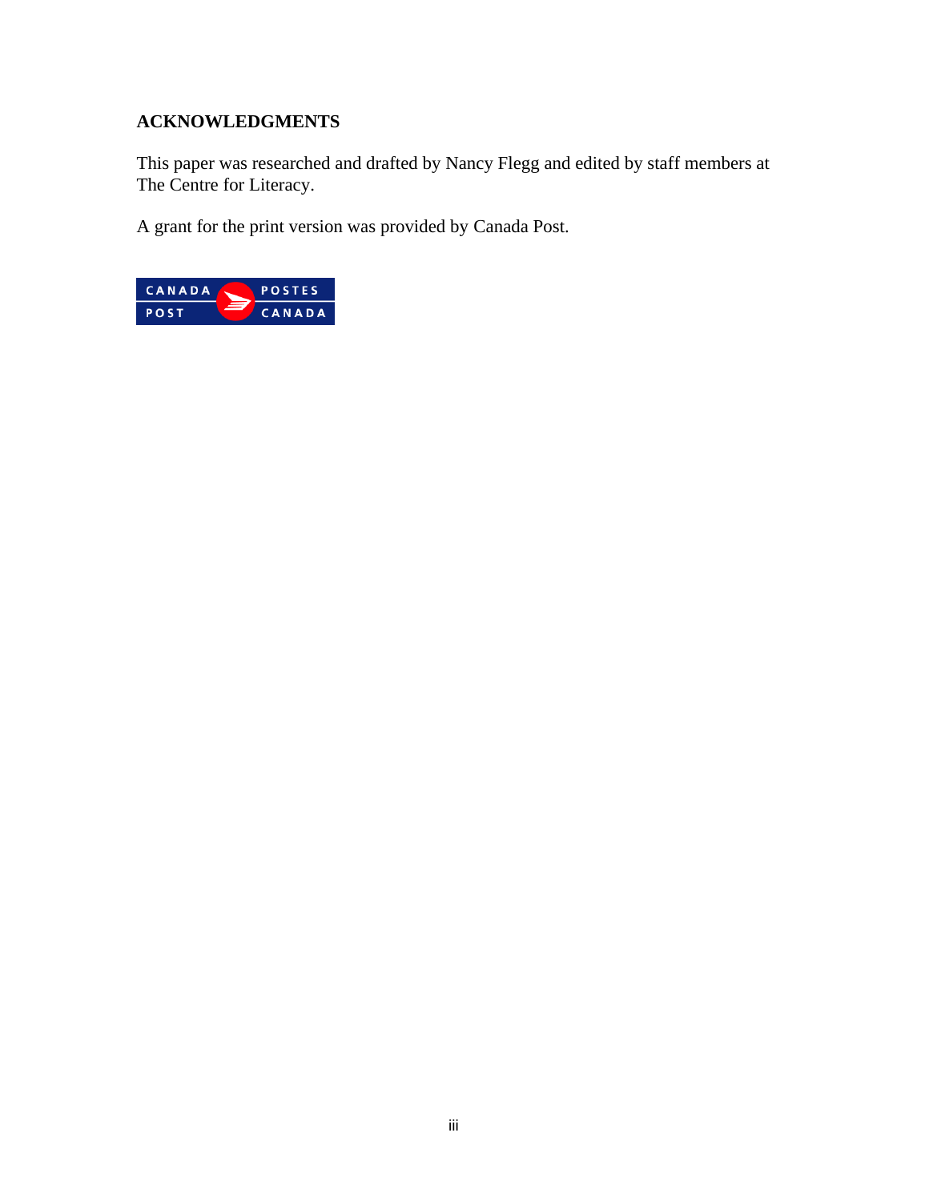## ACKNOWLEDGMENTS

This paper was researched and drafted by Nancy Flegg and edited by staff members at The Centre for Literacy.

A grant for the print version was provided by Canada Post.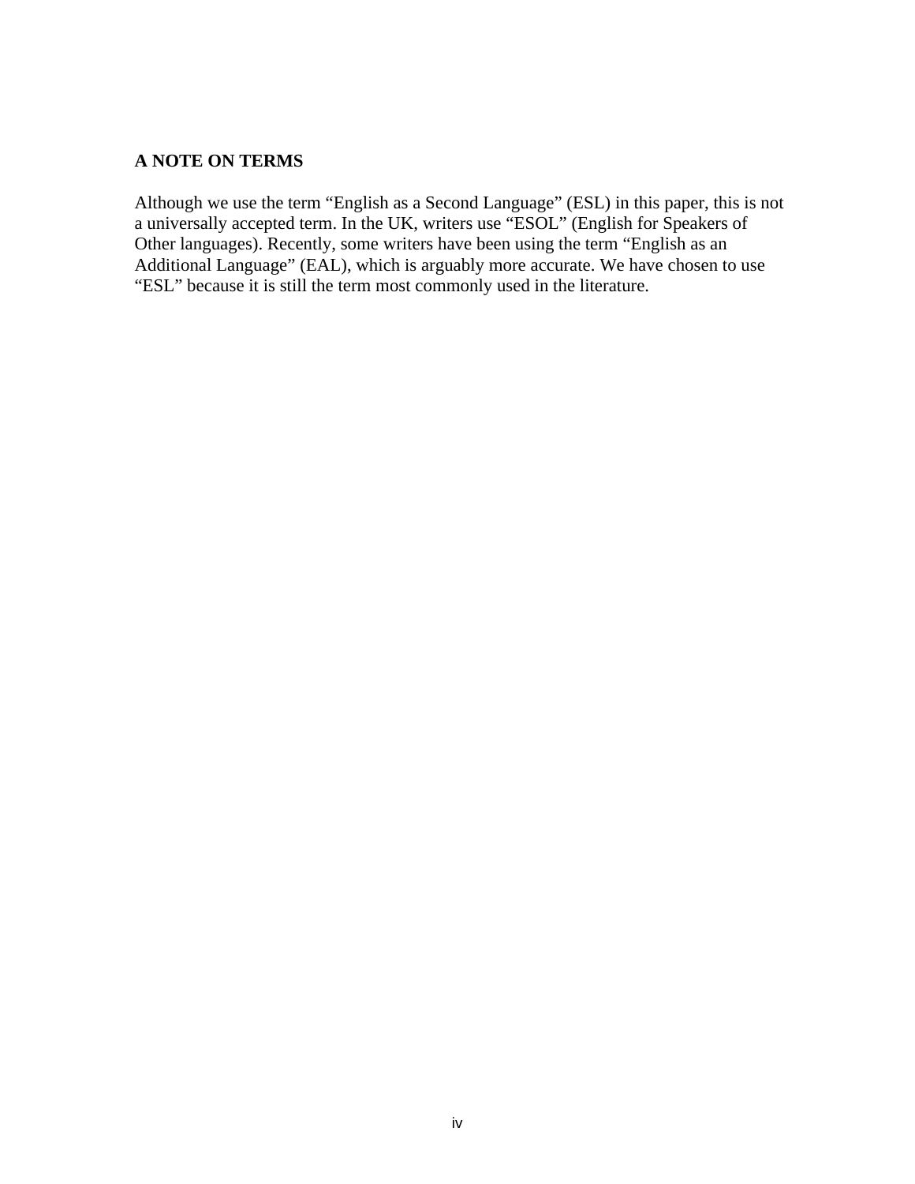## A NOTE ON TERMS

Although we use the term "English as a Second Language" (ESL) in this paper, this is not a universally accepted term. In the UK, writers use "ESOL" (English for Speakers of Other languages). Recently, some writers have been using the term "English as an Additional Language" (EAL), which is arguably more accurate. We have chosen to use "ESL" because it is still the term most commonly used in the literature.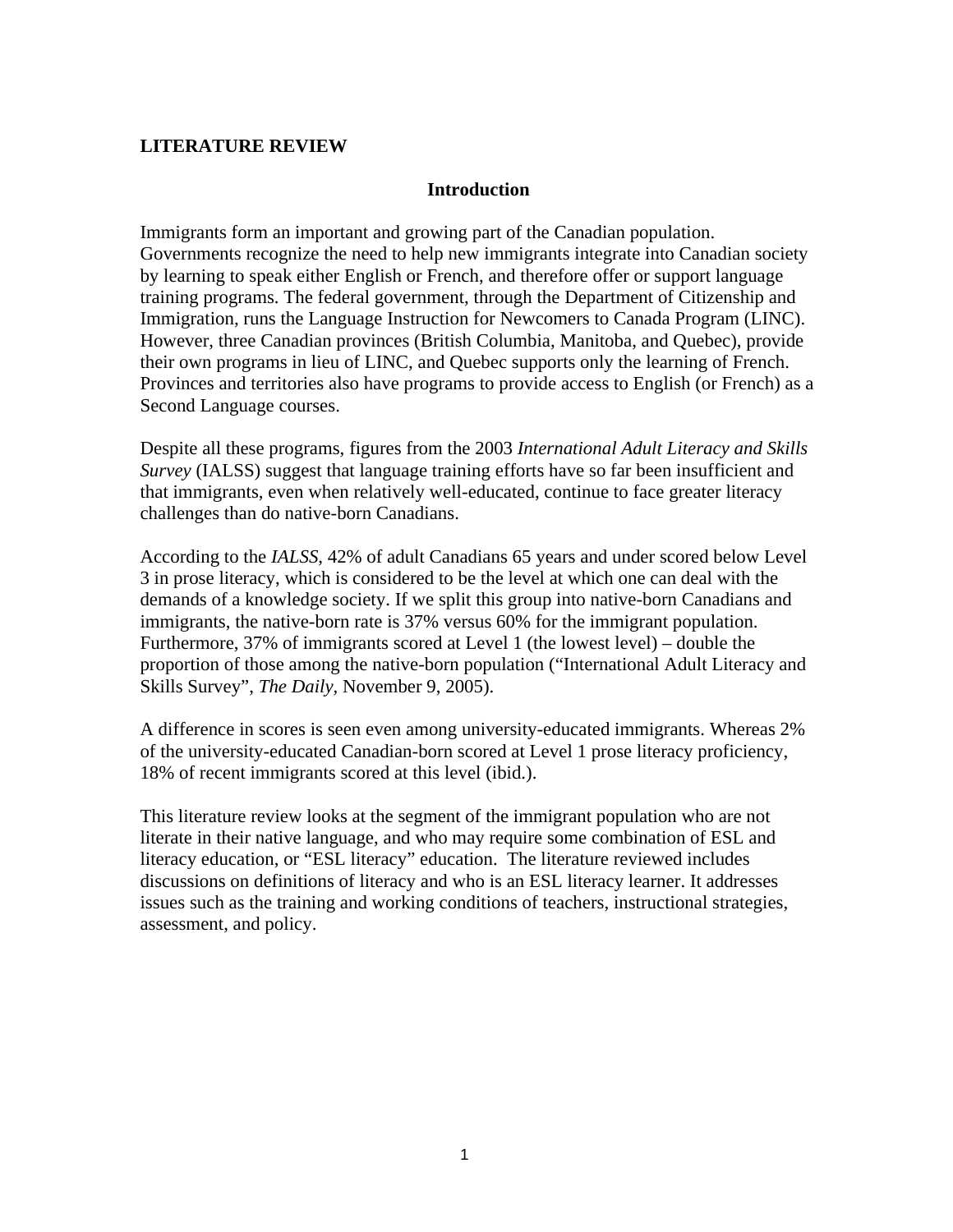# LITERATURE REVIEW

## Introduction

Immigrants form an important and growing part of the Canadian population. Governments recognize the need to help new immigrants integrate into Canadian society by learning to speak either English or French, and therefore offer or support language training programs. The federal government, through the Department of Citizenship and Immigration, runs the Language Instruction for Newcomers to Canada Program (LINC). However, three Canadian provinces (British Columbia, Manitoba, and Quebec), provide their own programs in lieu of LINC, and Quebec supports only the learning of French. Provinces and territories also have programs to provide access to English (or French) as a Second Language courses.

Despite all these programs, figures from the 2003 *International Adult Literacy and Skills Survey* (IALSS) suggest that language training efforts have so far been insufficient and that immigrants, even when relatively well-educated, continue to face greater literacy challenges than do native-born Canadians.

According to the *IALSS*, 42% of adult Canadians 65 years and under scored below Level 3 in prose literacy, which is considered to be the level at which one can deal with the demands of a knowledge society. If we split this group into native-born Canadians and immigrants, the native-born rate is 37% versus 60% for the immigrant population. Furthermore, 37% of immigrants scored at Level 1 (the lowest level) – double the proportion of those among the native-born population ("International Adult Literacy and Skills Survey", *The Daily*, November 9, 2005).

A difference in scores is seen even among university-educated immigrants. Whereas 2% of the university-educated Canadian-born scored at Level 1 prose literacy proficiency, 18% of recent immigrants scored at this level (ibid.).

This literature review looks at the segment of the immigrant population who are not literate in their native language, and who may require some combination of ESL and literacy education, or "ESL literacy" education. The literature reviewed includes discussions on definitions of literacy and who is an ESL literacy learner. It addresses issues such as the training and working conditions of teachers, instructional strategies, assessment, and policy.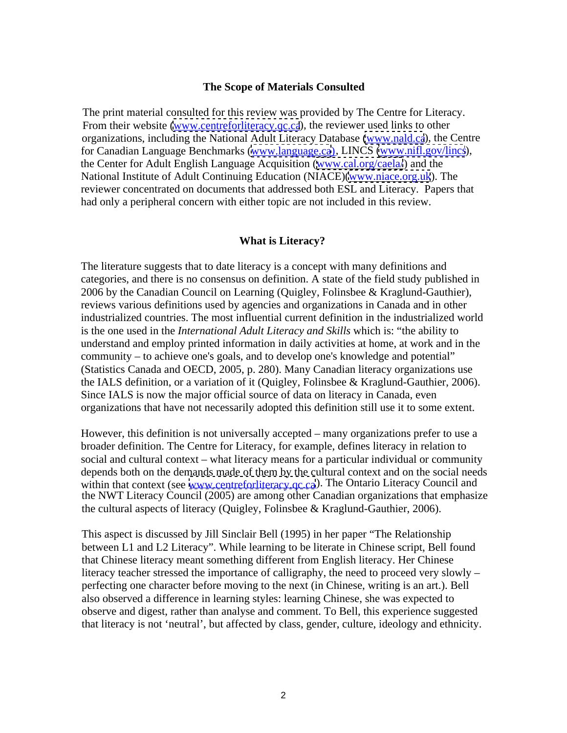## The Scope of Materials Consulted

The print material consulted for this review was provided by The Centre for Literacy. From their website (www.centreforliteracy.qc.ca), the reviewer used links to other organizations, including the National Adult Literacy Database (www.nald.ca), the Centre for Canadian Language Benchmarks (www.language.ca), LINCS (www.nifl.gov/lincs), the Center for Adult English Language Acquisition (www.cal.org/caela/) and the National Institute of Adult Continuing Education (NIACE)(www.niace.org.uk). The reviewer concentrated on documents that addressed both ESL and Literacy. Papers that had only a peripheral concern with either topic are not included in this review.

## What is Literacy?

The literature suggests that to date literacy is a concept with many definitions and categories, and there is no consensus on definition. A state of the field study published in 2006 by the Canadian Council on Learning (Quigley, Folinsbee & Kraglund-Gauthier), reviews various definitions used by agencies and organizations in Canada and in other industrialized countries. The most influential current definition in the industrialized world is the one used in the *International Adult Literacy and Skills* which is: "the ability to understand and employ printed information in daily activities at home, at work and in the community – to achieve one's goals, and to develop one's knowledge and potential" (Statistics Canada and OECD, 2005, p. 280). Many Canadian literacy organizations use the IALS definition, or a variation of it (Quigley, Folinsbee & Kraglund-Gauthier, 2006). Since IALS is now the major official source of data on literacy in Canada, even organizations that have not necessarily adopted this definition still use it to some extent.

However, this definition is not universally accepted – many organizations prefer to use a broader definition. The Centre for Literacy, for example, defines literacy in relation to social and cultural context – what literacy means for a particular individual or community depends both on the demands made of them by the cultural context and on the social needs within that context (see www.centreforliteracy.qc.ca). The Ontario Literacy Council and the NWT Literacy Council (2005) are among other Canadian organizations that emphasize the cultural aspects of literacy (Quigley, Folinsbee & Kraglund-Gauthier, 2006).

This aspect is discussed by Jill Sinclair Bell (1995) in her paper "The Relationship between L1 and L2 Literacy". While learning to be literate in Chinese script, Bell found that Chinese literacy meant something different from English literacy. Her Chinese literacy teacher stressed the importance of calligraphy, the need to proceed very slowly – perfecting one character before moving to the next (in Chinese, writing is an art.). Bell also observed a difference in learning styles: learning Chinese, she was expected to observe and digest, rather than analyse and comment. To Bell, this experience suggested that literacy is not 'neutral', but affected by class, gender, culture, ideology and ethnicity.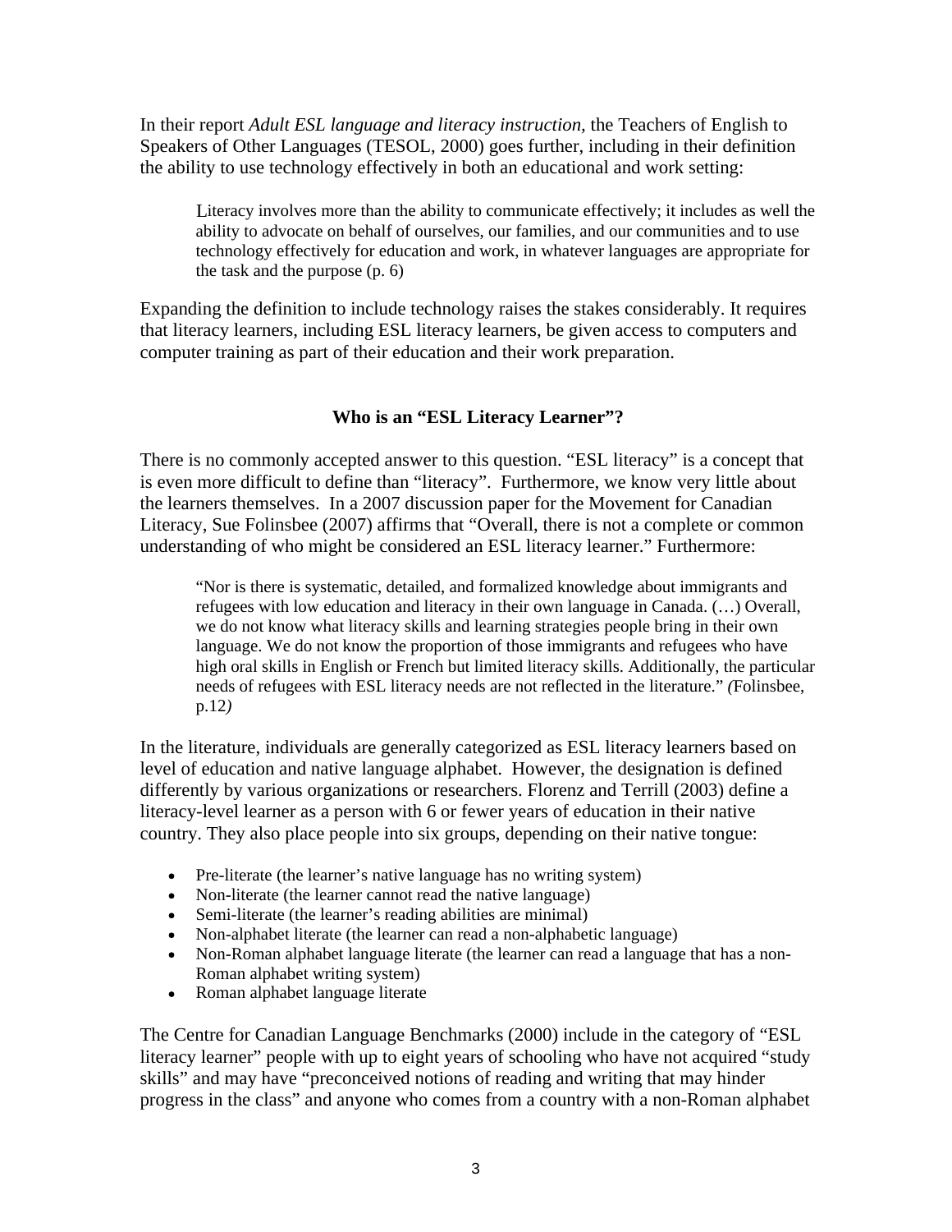In their report *Adult ESL language and literacy instruction,* the Teachers of English to Speakers of Other Languages (TESOL, 2000) goes further, including in their definition the ability to use technology effectively in both an educational and work setting:

> Literacy involves more than the ability to communicate effectively; it includes as well the ability to advocate on behalf of ourselves, our families, and our communities and to use technology effectively for education and work, in whatever languages are appropriate for the task and the purpose (p. 6)

Expanding the definition to include technology raises the stakes considerably. It requires that literacy learners, including ESL literacy learners, be given access to computers and computer training as part of their education and their work preparation.

## Who is an "ESL Literacy Learner"?

There is no commonly accepted answer to this question. "ESL literacy" is a concept that is even more difficult to define than "literacy". Furthermore, we know very little about the learners themselves. In a 2007 discussion paper for the Movement for Canadian Literacy, Sue Folinsbee (2007) affirms that "Overall, there is not a complete or common understanding of who might be considered an ESL literacy learner." Furthermore:

> "Nor is there is systematic, detailed, and formalized knowledge about immigrants and refugees with low education and literacy in their own language in Canada. (…) Overall, we do not know what literacy skills and learning strategies people bring in their own language. We do not know the proportion of those immigrants and refugees who have high oral skills in English or French but limited literacy skills. Additionally, the particular needs of refugees with ESL literacy needs are not reflected in the literature." *(*Folinsbee, p.12*)*

In the literature, individuals are generally categorized as ESL literacy learners based on level of education and native language alphabet. However, the designation is defined differently by various organizations or researchers. Florenz and Terrill (2003) define a literacy-level learner as a person with 6 or fewer years of education in their native country. They also place people into six groups, depending on their native tongue:

- Pre-literate (the learner's native language has no writing system)
- Non-literate (the learner cannot read the native language)
- Semi-literate (the learner's reading abilities are minimal)
- Non-alphabet literate (the learner can read a non-alphabetic language)
- Non-Roman alphabet language literate (the learner can read a language that has a non-Roman alphabet writing system)
- Roman alphabet language literate

The Centre for Canadian Language Benchmarks (2000) include in the category of "ESL literacy learner" people with up to eight years of schooling who have not acquired "study skills" and may have "preconceived notions of reading and writing that may hinder progress in the class" and anyone who comes from a country with a non-Roman alphabet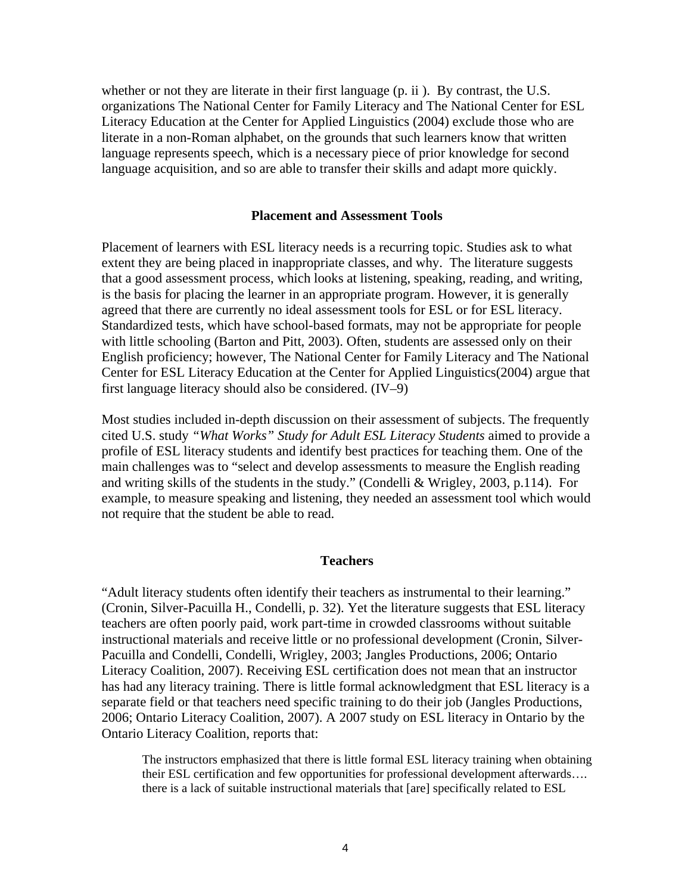whether or not they are literate in their first language (p. ii ). By contrast, the U.S. organizations The National Center for Family Literacy and The National Center for ESL Literacy Education at the Center for Applied Linguistics (2004) exclude those who are literate in a non-Roman alphabet, on the grounds that such learners know that written language represents speech, which is a necessary piece of prior knowledge for second language acquisition, and so are able to transfer their skills and adapt more quickly.

## Placement and Assessment Tools

Placement of learners with ESL literacy needs is a recurring topic. Studies ask to what extent they are being placed in inappropriate classes, and why. The literature suggests that a good assessment process, which looks at listening, speaking, reading, and writing, is the basis for placing the learner in an appropriate program. However, it is generally agreed that there are currently no ideal assessment tools for ESL or for ESL literacy. Standardized tests, which have school-based formats, may not be appropriate for people with little schooling (Barton and Pitt, 2003). Often, students are assessed only on their English proficiency; however, The National Center for Family Literacy and The National Center for ESL Literacy Education at the Center for Applied Linguistics(2004) argue that first language literacy should also be considered. (IV–9)

Most studies included in-depth discussion on their assessment of subjects. The frequently cited U.S. study *"What Works" Study for Adult ESL Literacy Students* aimed to provide a profile of ESL literacy students and identify best practices for teaching them. One of the main challenges was to "select and develop assessments to measure the English reading and writing skills of the students in the study." (Condelli & Wrigley, 2003, p.114). For example, to measure speaking and listening, they needed an assessment tool which would not require that the student be able to read.

## Teachers

"Adult literacy students often identify their teachers as instrumental to their learning." (Cronin, Silver-Pacuilla H., Condelli, p. 32). Yet the literature suggests that ESL literacy teachers are often poorly paid, work part-time in crowded classrooms without suitable instructional materials and receive little or no professional development (Cronin, Silver-Pacuilla and Condelli, Condelli, Wrigley, 2003; Jangles Productions, 2006; Ontario Literacy Coalition, 2007). Receiving ESL certification does not mean that an instructor has had any literacy training. There is little formal acknowledgment that ESL literacy is a separate field or that teachers need specific training to do their job (Jangles Productions, 2006; Ontario Literacy Coalition, 2007). A 2007 study on ESL literacy in Ontario by the Ontario Literacy Coalition, reports that:

> The instructors emphasized that there is little formal ESL literacy training when obtaining their ESL certification and few opportunities for professional development afterwards…. there is a lack of suitable instructional materials that [are] specifically related to ESL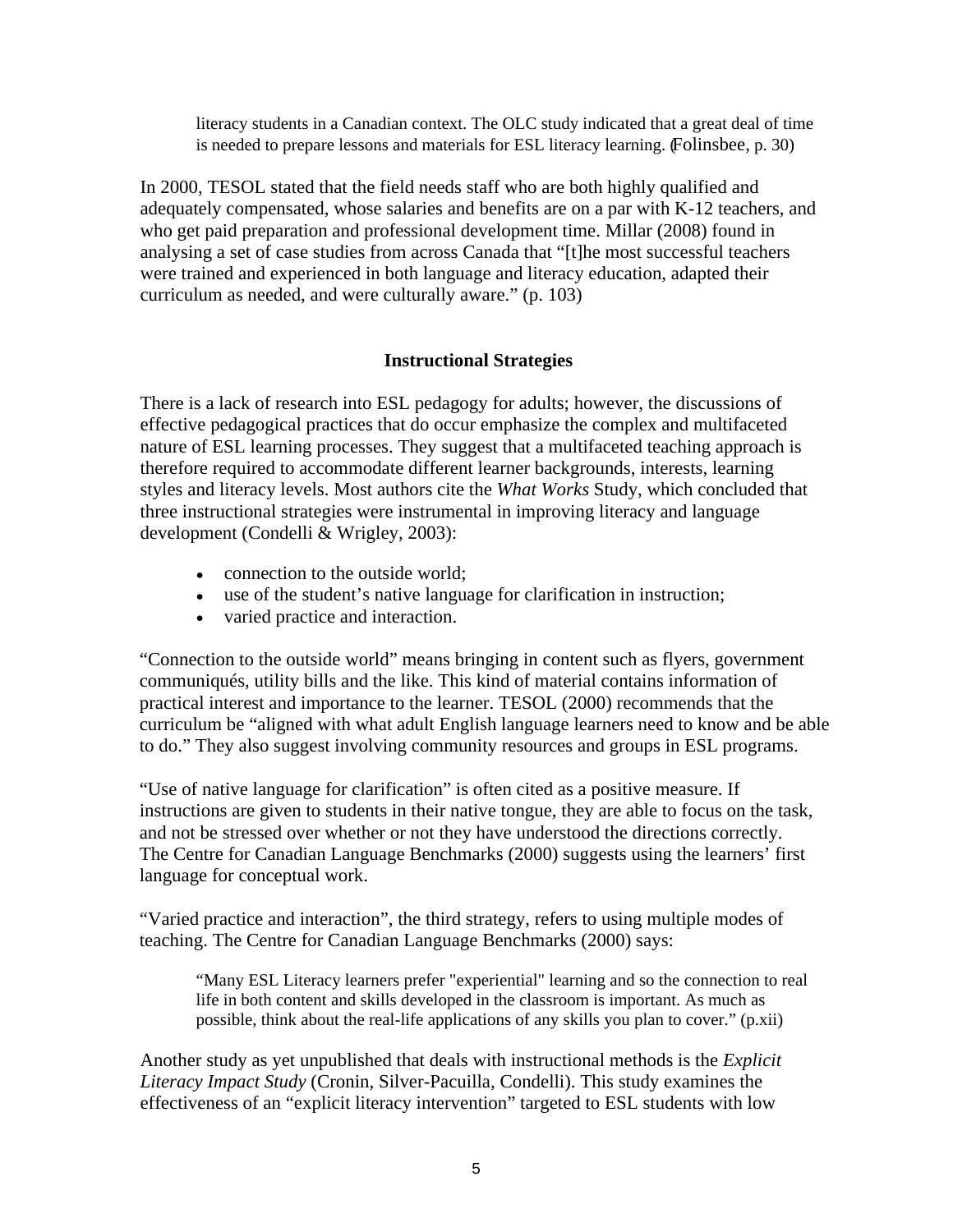> literacy students in a Canadian context. The OLC study indicated that a great deal of time is needed to prepare lessons and materials for ESL literacy learning. (Folinsbee, p. 30)

In 2000, TESOL stated that the field needs staff who are both highly qualified and adequately compensated, whose salaries and benefits are on a par with K-12 teachers, and who get paid preparation and professional development time. Millar (2008) found in analysing a set of case studies from across Canada that "[t]he most successful teachers were trained and experienced in both language and literacy education, adapted their curriculum as needed, and were culturally aware." (p. 103)

## Instructional Strategies

There is a lack of research into ESL pedagogy for adults; however, the discussions of effective pedagogical practices that do occur emphasize the complex and multifaceted nature of ESL learning processes. They suggest that a multifaceted teaching approach is therefore required to accommodate different learner backgrounds, interests, learning styles and literacy levels. Most authors cite the *What Works* Study, which concluded that three instructional strategies were instrumental in improving literacy and language development (Condelli & Wrigley, 2003):

- connection to the outside world;
- use of the student's native language for clarification in instruction;
- varied practice and interaction.

"Connection to the outside world" means bringing in content such as flyers, government communiqués, utility bills and the like. This kind of material contains information of practical interest and importance to the learner. TESOL (2000) recommends that the curriculum be "aligned with what adult English language learners need to know and be able to do." They also suggest involving community resources and groups in ESL programs.

"Use of native language for clarification" is often cited as a positive measure. If instructions are given to students in their native tongue, they are able to focus on the task, and not be stressed over whether or not they have understood the directions correctly. The Centre for Canadian Language Benchmarks (2000) suggests using the learners' first language for conceptual work.

"Varied practice and interaction", the third strategy, refers to using multiple modes of teaching. The Centre for Canadian Language Benchmarks (2000) says:

> "Many ESL Literacy learners prefer "experiential" learning and so the connection to real life in both content and skills developed in the classroom is important. As much as possible, think about the real-life applications of any skills you plan to cover." (p.xii)

Another study as yet unpublished that deals with instructional methods is the *Explicit Literacy Impact Study* (Cronin, Silver-Pacuilla, Condelli). This study examines the effectiveness of an "explicit literacy intervention" targeted to ESL students with low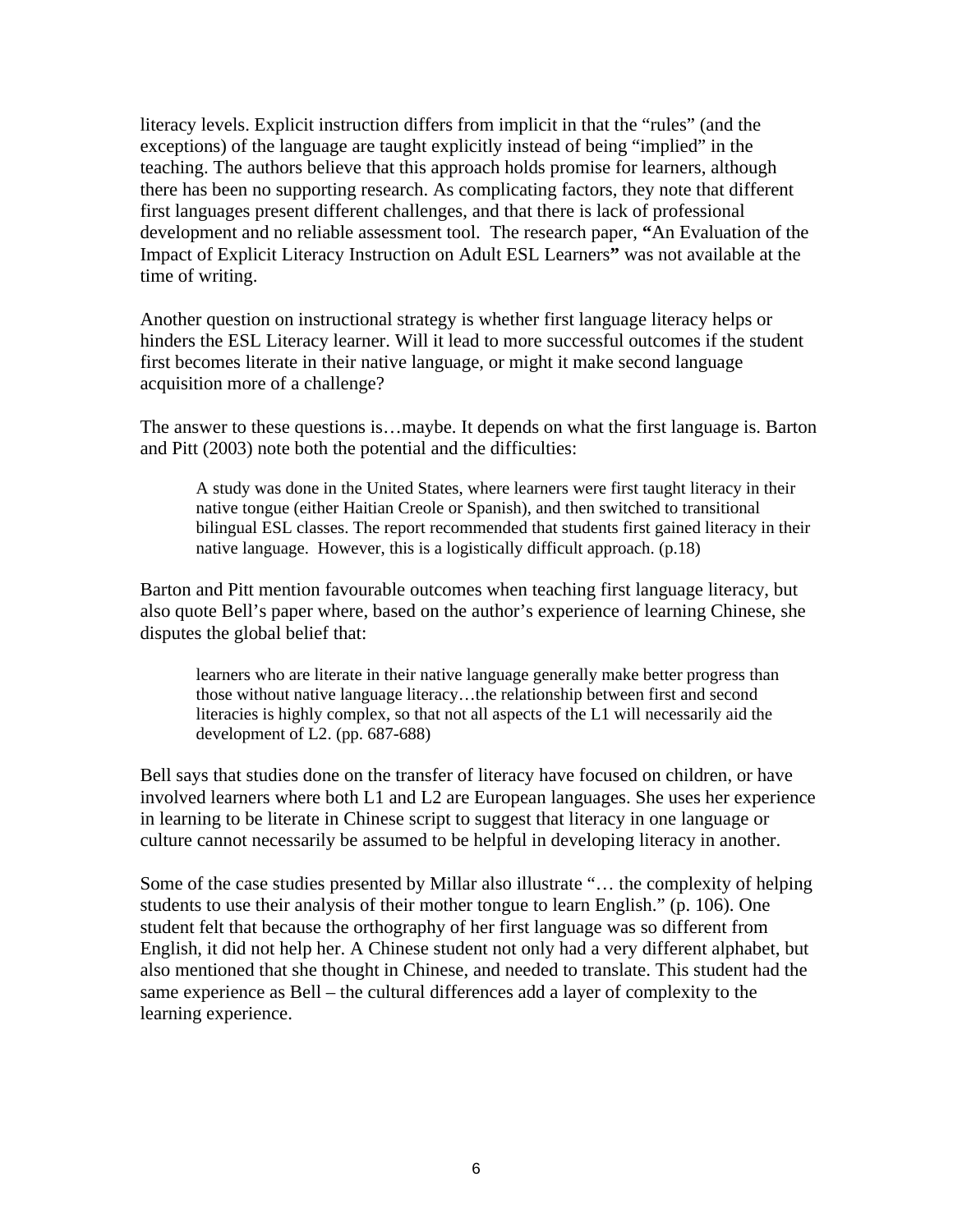literacy levels. Explicit instruction differs from implicit in that the "rules" (and the exceptions) of the language are taught explicitly instead of being "implied" in the teaching. The authors believe that this approach holds promise for learners, although there has been no supporting research. As complicating factors, they note that different first languages present different challenges, and that there is lack of professional development and no reliable assessment tool. The research paper, **"**An Evaluation of the Impact of Explicit Literacy Instruction on Adult ESL Learners**"** was not available at the time of writing.

Another question on instructional strategy is whether first language literacy helps or hinders the ESL Literacy learner. Will it lead to more successful outcomes if the student first becomes literate in their native language, or might it make second language acquisition more of a challenge?

The answer to these questions is…maybe. It depends on what the first language is. Barton and Pitt (2003) note both the potential and the difficulties:

> A study was done in the United States, where learners were first taught literacy in their native tongue (either Haitian Creole or Spanish), and then switched to transitional bilingual ESL classes. The report recommended that students first gained literacy in their native language. However, this is a logistically difficult approach. (p.18)

Barton and Pitt mention favourable outcomes when teaching first language literacy, but also quote Bell's paper where, based on the author's experience of learning Chinese, she disputes the global belief that:

> learners who are literate in their native language generally make better progress than those without native language literacy…the relationship between first and second literacies is highly complex, so that not all aspects of the L1 will necessarily aid the development of L2. (pp. 687-688)

Bell says that studies done on the transfer of literacy have focused on children, or have involved learners where both L1 and L2 are European languages. She uses her experience in learning to be literate in Chinese script to suggest that literacy in one language or culture cannot necessarily be assumed to be helpful in developing literacy in another.

Some of the case studies presented by Millar also illustrate "… the complexity of helping students to use their analysis of their mother tongue to learn English." (p. 106). One student felt that because the orthography of her first language was so different from English, it did not help her. A Chinese student not only had a very different alphabet, but also mentioned that she thought in Chinese, and needed to translate. This student had the same experience as Bell – the cultural differences add a layer of complexity to the learning experience.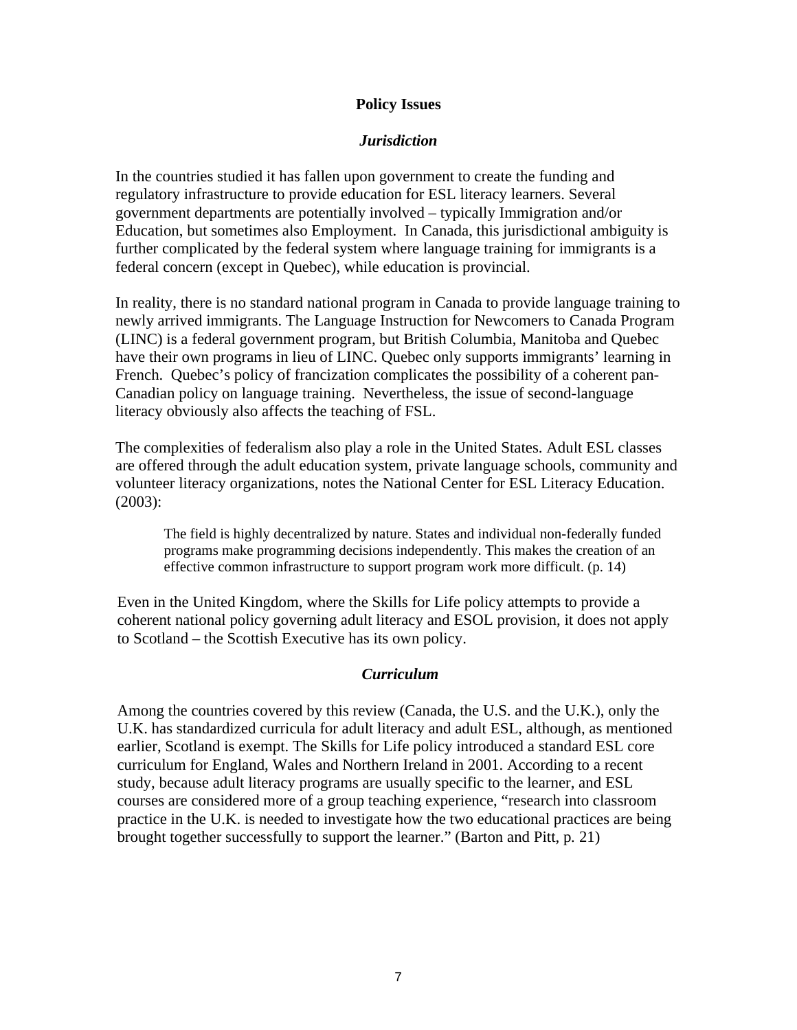## Policy Issues

### *Jurisdiction*

In the countries studied it has fallen upon government to create the funding and regulatory infrastructure to provide education for ESL literacy learners. Several government departments are potentially involved – typically Immigration and/or Education, but sometimes also Employment. In Canada, this jurisdictional ambiguity is further complicated by the federal system where language training for immigrants is a federal concern (except in Quebec), while education is provincial.

In reality, there is no standard national program in Canada to provide language training to newly arrived immigrants. The Language Instruction for Newcomers to Canada Program (LINC) is a federal government program, but British Columbia, Manitoba and Quebec have their own programs in lieu of LINC. Quebec only supports immigrants' learning in French. Quebec's policy of francization complicates the possibility of a coherent pan-Canadian policy on language training. Nevertheless, the issue of second-language literacy obviously also affects the teaching of FSL.

The complexities of federalism also play a role in the United States. Adult ESL classes are offered through the adult education system, private language schools, community and volunteer literacy organizations, notes the National Center for ESL Literacy Education. (2003):

> The field is highly decentralized by nature. States and individual non-federally funded programs make programming decisions independently. This makes the creation of an effective common infrastructure to support program work more difficult. (p. 14)

Even in the United Kingdom, where the Skills for Life policy attempts to provide a coherent national policy governing adult literacy and ESOL provision, it does not apply to Scotland – the Scottish Executive has its own policy.

### *Curriculum*

Among the countries covered by this review (Canada, the U.S. and the U.K.), only the U.K. has standardized curricula for adult literacy and adult ESL, although, as mentioned earlier, Scotland is exempt. The Skills for Life policy introduced a standard ESL core curriculum for England, Wales and Northern Ireland in 2001. According to a recent study, because adult literacy programs are usually specific to the learner, and ESL courses are considered more of a group teaching experience, "research into classroom practice in the U.K. is needed to investigate how the two educational practices are being brought together successfully to support the learner." (Barton and Pitt, p. 21)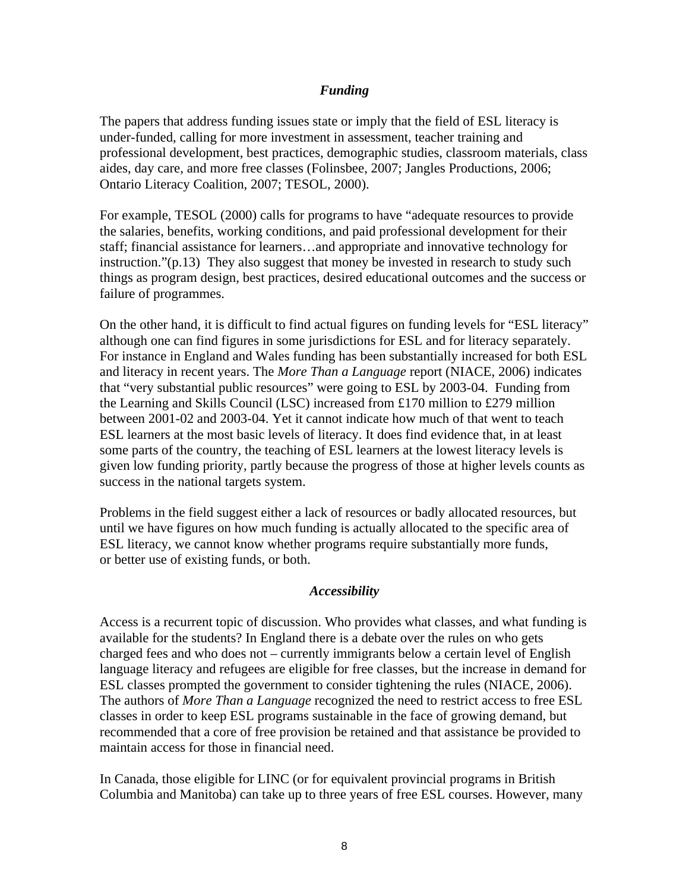### *Funding*

The papers that address funding issues state or imply that the field of ESL literacy is under-funded, calling for more investment in assessment, teacher training and professional development, best practices, demographic studies, classroom materials, class aides, day care, and more free classes (Folinsbee, 2007; Jangles Productions, 2006; Ontario Literacy Coalition, 2007; TESOL, 2000).

For example, TESOL (2000) calls for programs to have "adequate resources to provide the salaries, benefits, working conditions, and paid professional development for their staff; financial assistance for learners…and appropriate and innovative technology for instruction."(p.13) They also suggest that money be invested in research to study such things as program design, best practices, desired educational outcomes and the success or failure of programmes.

On the other hand, it is difficult to find actual figures on funding levels for "ESL literacy" although one can find figures in some jurisdictions for ESL and for literacy separately. For instance in England and Wales funding has been substantially increased for both ESL and literacy in recent years. The *More Than a Language* report (NIACE, 2006) indicates that "very substantial public resources" were going to ESL by 2003-04. Funding from the Learning and Skills Council (LSC) increased from £170 million to £279 million between 2001-02 and 2003-04. Yet it cannot indicate how much of that went to teach ESL learners at the most basic levels of literacy. It does find evidence that, in at least some parts of the country, the teaching of ESL learners at the lowest literacy levels is given low funding priority, partly because the progress of those at higher levels counts as success in the national targets system.

Problems in the field suggest either a lack of resources or badly allocated resources, but until we have figures on how much funding is actually allocated to the specific area of ESL literacy, we cannot know whether programs require substantially more funds, or better use of existing funds, or both.

### *Accessibility*

Access is a recurrent topic of discussion. Who provides what classes, and what funding is available for the students? In England there is a debate over the rules on who gets charged fees and who does not – currently immigrants below a certain level of English language literacy and refugees are eligible for free classes, but the increase in demand for ESL classes prompted the government to consider tightening the rules (NIACE, 2006). The authors of *More Than a Language* recognized the need to restrict access to free ESL classes in order to keep ESL programs sustainable in the face of growing demand, but recommended that a core of free provision be retained and that assistance be provided to maintain access for those in financial need.

In Canada, those eligible for LINC (or for equivalent provincial programs in British Columbia and Manitoba) can take up to three years of free ESL courses. However, many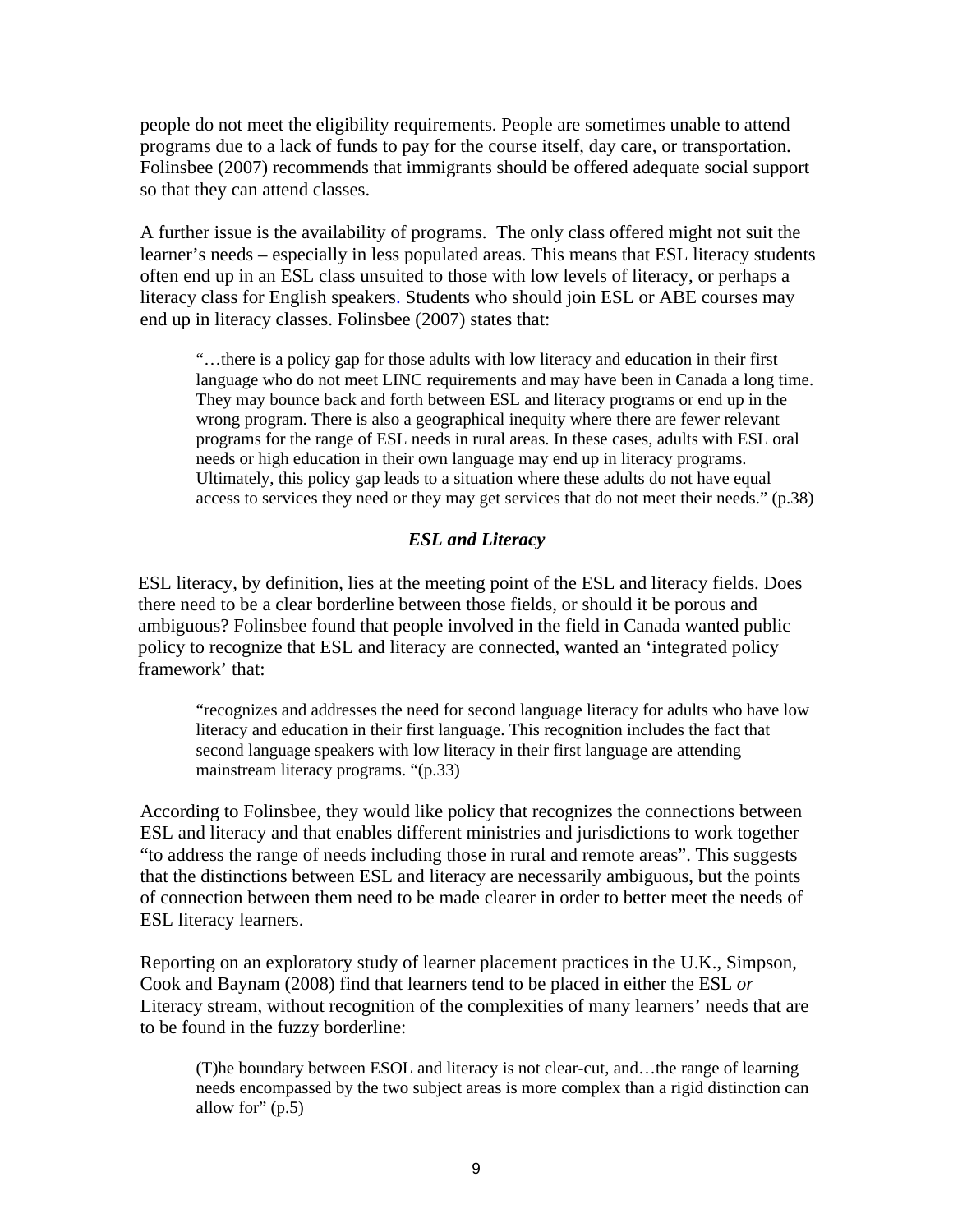people do not meet the eligibility requirements. People are sometimes unable to attend programs due to a lack of funds to pay for the course itself, day care, or transportation. Folinsbee (2007) recommends that immigrants should be offered adequate social support so that they can attend classes.

A further issue is the availability of programs. The only class offered might not suit the learner's needs – especially in less populated areas. This means that ESL literacy students often end up in an ESL class unsuited to those with low levels of literacy, or perhaps a literacy class for English speakers. Students who should join ESL or ABE courses may end up in literacy classes. Folinsbee (2007) states that:

> "…there is a policy gap for those adults with low literacy and education in their first language who do not meet LINC requirements and may have been in Canada a long time. They may bounce back and forth between ESL and literacy programs or end up in the wrong program. There is also a geographical inequity where there are fewer relevant programs for the range of ESL needs in rural areas. In these cases, adults with ESL oral needs or high education in their own language may end up in literacy programs. Ultimately, this policy gap leads to a situation where these adults do not have equal access to services they need or they may get services that do not meet their needs." (p.38)

### *ESL and Literacy*

ESL literacy, by definition, lies at the meeting point of the ESL and literacy fields. Does there need to be a clear borderline between those fields, or should it be porous and ambiguous? Folinsbee found that people involved in the field in Canada wanted public policy to recognize that ESL and literacy are connected, wanted an 'integrated policy framework' that:

> "recognizes and addresses the need for second language literacy for adults who have low literacy and education in their first language. This recognition includes the fact that second language speakers with low literacy in their first language are attending mainstream literacy programs. "(p.33)

According to Folinsbee, they would like policy that recognizes the connections between ESL and literacy and that enables different ministries and jurisdictions to work together "to address the range of needs including those in rural and remote areas". This suggests that the distinctions between ESL and literacy are necessarily ambiguous, but the points of connection between them need to be made clearer in order to better meet the needs of ESL literacy learners.

Reporting on an exploratory study of learner placement practices in the U.K., Simpson, Cook and Baynam (2008) find that learners tend to be placed in either the ESL *or* Literacy stream, without recognition of the complexities of many learners' needs that are to be found in the fuzzy borderline:

> (T)he boundary between ESOL and literacy is not clear-cut, and…the range of learning needs encompassed by the two subject areas is more complex than a rigid distinction can allow for" (p.5)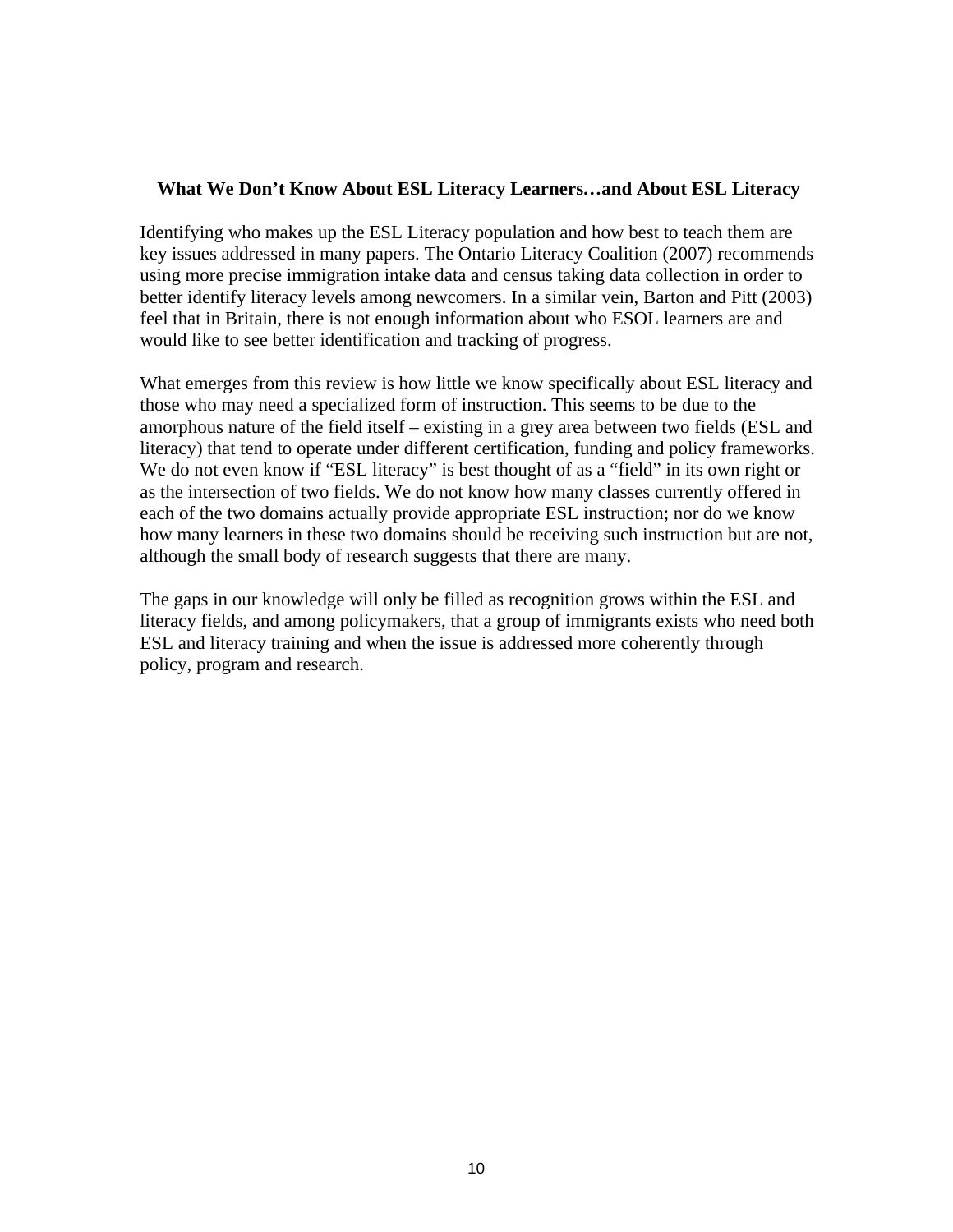## What We Don't Know About ESL Literacy Learners…and About ESL Literacy

Identifying who makes up the ESL Literacy population and how best to teach them are key issues addressed in many papers. The Ontario Literacy Coalition (2007) recommends using more precise immigration intake data and census taking data collection in order to better identify literacy levels among newcomers. In a similar vein, Barton and Pitt (2003) feel that in Britain, there is not enough information about who ESOL learners are and would like to see better identification and tracking of progress.

What emerges from this review is how little we know specifically about ESL literacy and those who may need a specialized form of instruction. This seems to be due to the amorphous nature of the field itself – existing in a grey area between two fields (ESL and literacy) that tend to operate under different certification, funding and policy frameworks. We do not even know if "ESL literacy" is best thought of as a "field" in its own right or as the intersection of two fields. We do not know how many classes currently offered in each of the two domains actually provide appropriate ESL instruction; nor do we know how many learners in these two domains should be receiving such instruction but are not, although the small body of research suggests that there are many.

The gaps in our knowledge will only be filled as recognition grows within the ESL and literacy fields, and among policymakers, that a group of immigrants exists who need both ESL and literacy training and when the issue is addressed more coherently through policy, program and research.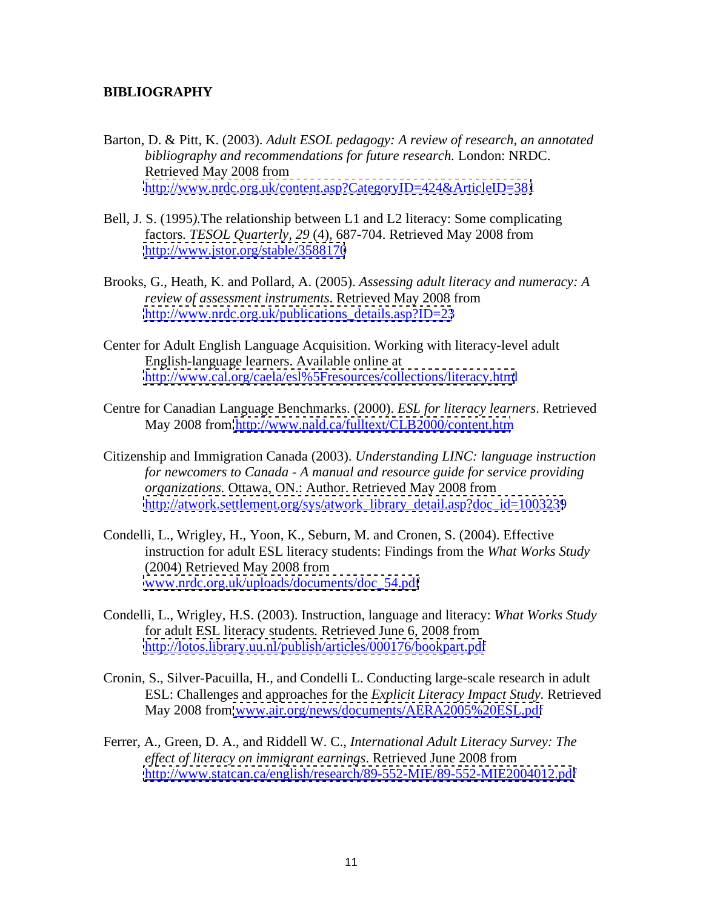## BIBLIOGRAPHY

Barton, D. & Pitt, K. (2003). *Adult ESOL pedagogy: A review of research, an annotated bibliography and recommendations for future research.* London: NRDC. Retrieved May 2008 from http://www.nrdc.org.uk/content.asp?CategoryID=424&ArticleID=381

Bell, J. S. (1995*)*.The relationship between L1 and L2 literacy: Some complicating factors. *TESOL Quarterly, 29* (4), 687-704. Retrieved May 2008 from http://www.jstor.org/stable/3588170

Brooks, G., Heath, K. and Pollard, A. (2005). *Assessing adult literacy and numeracy: A review of assessment instruments*. Retrieved May 2008 from http://www.nrdc.org.uk/publications_details.asp?ID=23

Center for Adult English Language Acquisition. Working with literacy-level adult English-language learners. Available online at http://www.cal.org/caela/esl%5Fresources/collections/literacy.html

Centre for Canadian Language Benchmarks. (2000). *ESL for literacy learners*. Retrieved May 2008 from http://www.nald.ca/fulltext/CLB2000/content.htm

Citizenship and Immigration Canada (2003). *Understanding LINC: language instruction for newcomers to Canada - A manual and resource guide for service providing organizations.* Ottawa, ON.: Author. Retrieved May 2008 from http://atwork.settlement.org/sys/atwork_library_detail.asp?doc_id=1003239

Condelli, L., Wrigley, H., Yoon, K., Seburn, M. and Cronen, S. (2004). Effective instruction for adult ESL literacy students: Findings from the *What Works Study* (2004) Retrieved May 2008 from www.nrdc.org.uk/uploads/documents/doc_54.pdf

Condelli, L., Wrigley, H.S. (2003). Instruction, language and literacy: *What Works Study* for adult ESL literacy students*.* Retrieved June 6, 2008 from http://lotos.library.uu.nl/publish/articles/000176/bookpart.pdf

Cronin, S., Silver-Pacuilla, H., and Condelli L. Conducting large-scale research in adult ESL: Challenges and approaches for the *Explicit Literacy Impact Study.* Retrieved May 2008 from www.air.org/news/documents/AERA2005%20ESL.pdf

Ferrer, A., Green, D. A., and Riddell W. C., *International Adult Literacy Survey: The effect of literacy on immigrant earnings*. Retrieved June 2008 from http://www.statcan.ca/english/research/89-552-MIE/89-552-MIE2004012.pdf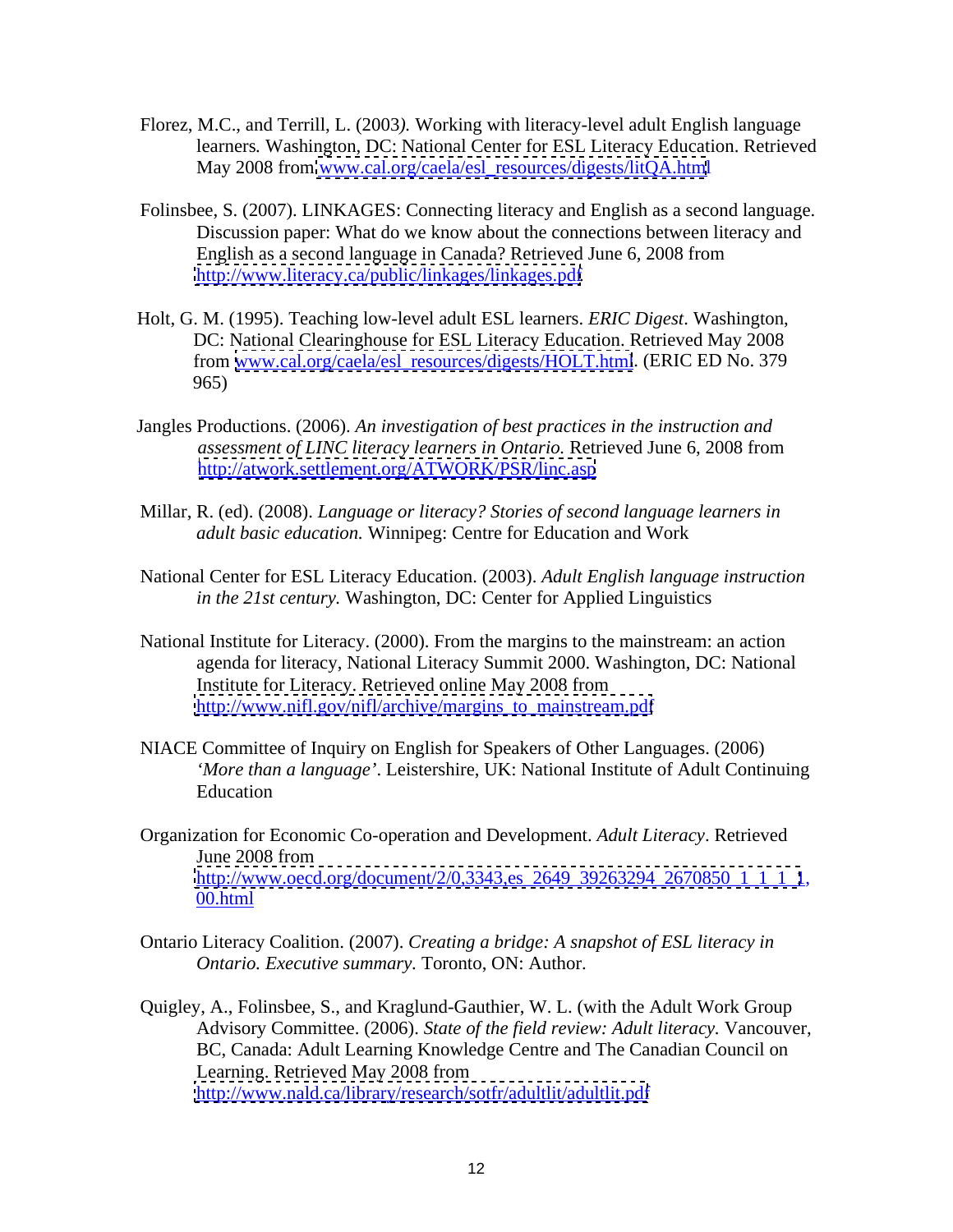Florez, M.C., and Terrill, L. (2003*).* Working with literacy-level adult English language learners*.* Washington, DC: National Center for ESL Literacy Education. Retrieved May 2008 from [www.cal.org/caela/esl_resources/digests/litQA.html](www.cal.org/caela/esl_resources/digests/litQA.html)

Folinsbee, S. (2007). LINKAGES: Connecting literacy and English as a second language. Discussion paper: What do we know about the connections between literacy and English as a second language in Canada? Retrieved June 6, 2008 from [http://www.literacy.ca/public/linkages/linkages.pdf](http://www.literacy.ca/public/linkages/linkages.pdf)

Holt, G. M. (1995). Teaching low-level adult ESL learners. *ERIC Digest*. Washington, DC: National Clearinghouse for ESL Literacy Education. Retrieved May 2008 from [www.cal.org/caela/esl_resources/digests/HOLT.html](www.cal.org/caela/esl_resources/digests/HOLT.html). (ERIC ED No. 379 965)

Jangles Productions. (2006). *An investigation of best practices in the instruction and assessment of LINC literacy learners in Ontario.* Retrieved June 6, 2008 from [http://atwork.settlement.org/ATWORK/PSR/linc.asp](http://atwork.settlement.org/ATWORK/PSR/linc.asp)

Millar, R. (ed). (2008). *Language or literacy? Stories of second language learners in adult basic education.* Winnipeg: Centre for Education and Work

National Center for ESL Literacy Education. (2003). *Adult English language instruction in the 21st century.* Washington, DC: Center for Applied Linguistics

National Institute for Literacy. (2000). From the margins to the mainstream: an action agenda for literacy, National Literacy Summit 2000. Washington, DC: National Institute for Literacy. Retrieved online May 2008 from [http://www.nifl.gov/nifl/archive/margins_to_mainstream.pdf](http://www.nifl.gov/nifl/archive/margins_to_mainstream.pdf)

NIACE Committee of Inquiry on English for Speakers of Other Languages. (2006) *'More than a language'*. Leistershire, UK: National Institute of Adult Continuing Education

Organization for Economic Co-operation and Development. *Adult Literacy*. Retrieved June 2008 from [http://www.oecd.org/document/2/0,3343,es_2649_39263294_2670850_1_1_1_1,00.html](http://www.oecd.org/document/2/0,3343,es_2649_39263294_2670850_1_1_1_1,00.html)

Ontario Literacy Coalition. (2007). *Creating a bridge: A snapshot of ESL literacy in Ontario. Executive summary.* Toronto, ON: Author.

Quigley, A., Folinsbee, S., and Kraglund-Gauthier, W. L. (with the Adult Work Group Advisory Committee. (2006). *State of the field review: Adult literacy.* Vancouver, BC, Canada: Adult Learning Knowledge Centre and The Canadian Council on Learning. Retrieved May 2008 from [http://www.nald.ca/library/research/sotfr/adultlit/adultlit.pdf](http://www.nald.ca/library/research/sotfr/adultlit/adultlit.pdf)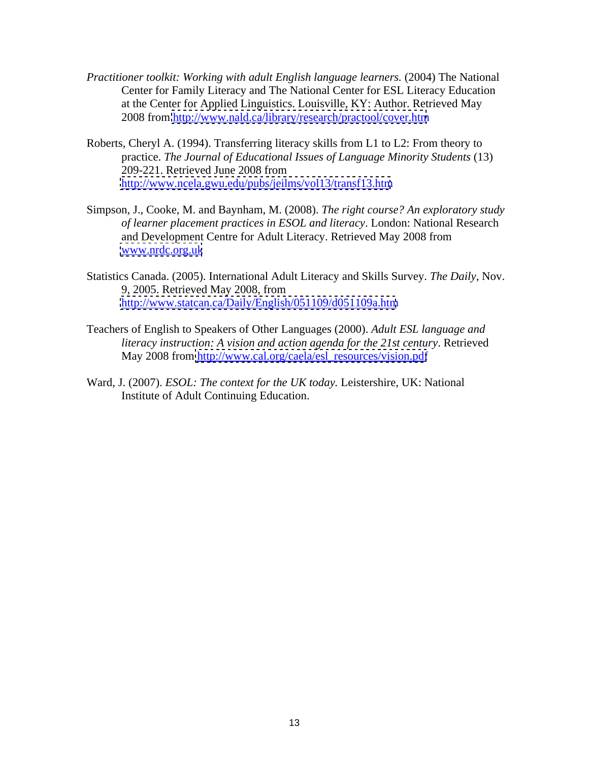*Practitioner toolkit: Working with adult English language learners.* (2004) The National Center for Family Literacy and The National Center for ESL Literacy Education at the Center for Applied Linguistics. Louisville, KY: Author. Retrieved May 2008 from http://www.nald.ca/library/research/practool/cover.htm

Roberts, Cheryl A. (1994). Transferring literacy skills from L1 to L2: From theory to practice. *The Journal of Educational Issues of Language Minority Students* (13) 209-221. Retrieved June 2008 from http://www.ncela.gwu.edu/pubs/jeilms/vol13/transf13.htm

Simpson, J., Cooke, M. and Baynham, M. (2008). *The right course? An exploratory study of learner placement practices in ESOL and literacy*. London: National Research and Development Centre for Adult Literacy. Retrieved May 2008 from www.nrdc.org.uk

Statistics Canada. (2005). International Adult Literacy and Skills Survey. *The Daily*, Nov. 9, 2005. Retrieved May 2008, from http://www.statcan.ca/Daily/English/051109/d051109a.htm

Teachers of English to Speakers of Other Languages (2000). *Adult ESL language and literacy instruction: A vision and action agenda for the 21st century*. Retrieved May 2008 from http://www.cal.org/caela/esl_resources/vision.pdf

Ward, J. (2007). *ESOL: The context for the UK today.* Leistershire, UK: National Institute of Adult Continuing Education.